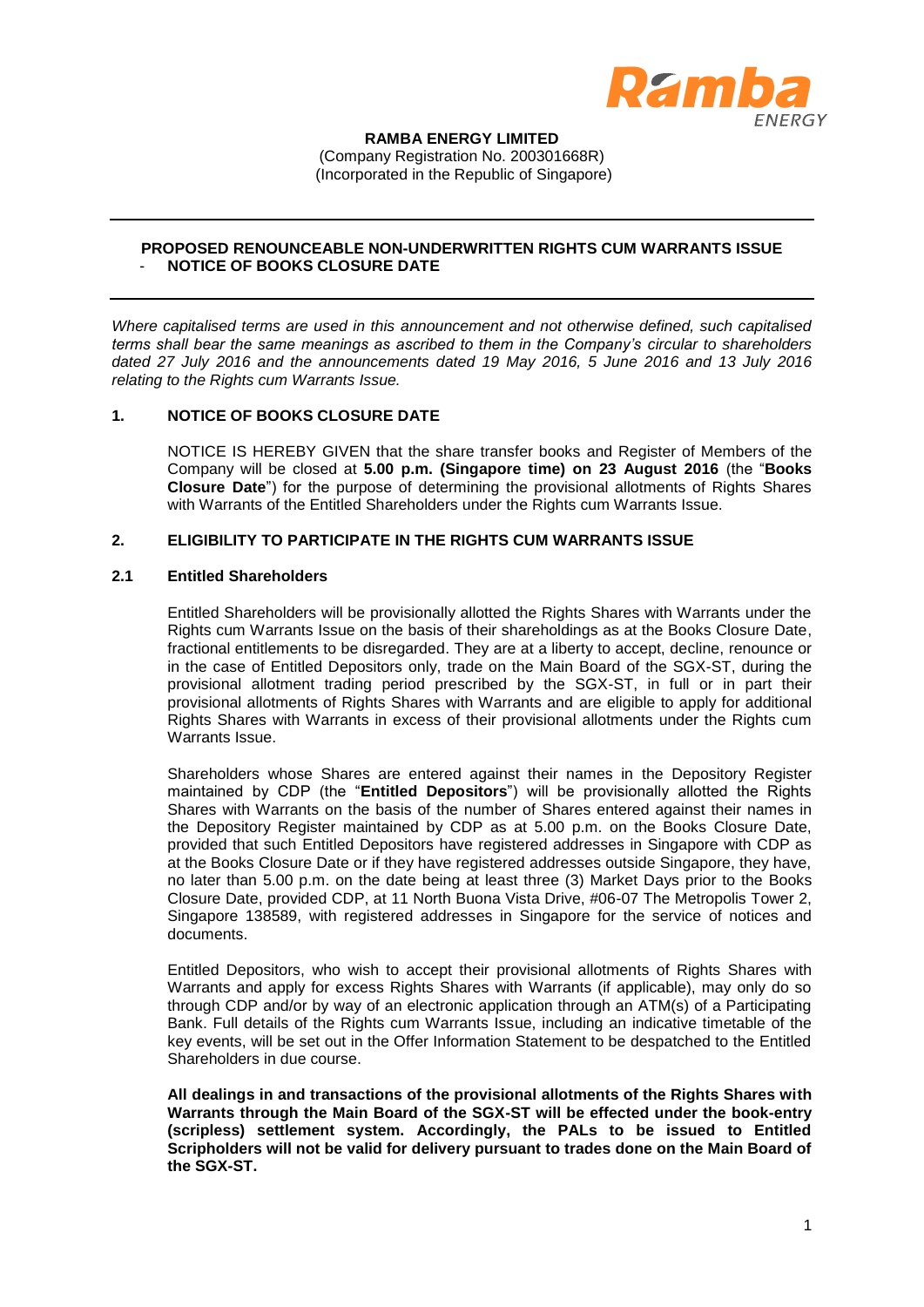**RAMBA ENERGY LIMITED**
(Company Registration No. 200301668R)
(Incorporated in the Republic of Singapore)

---

**PROPOSED RENOUNCEABLE NON-UNDERWRITTEN RIGHTS CUM WARRANTS ISSUE**
**- NOTICE OF BOOKS CLOSURE DATE**

---

*Where capitalised terms are used in this announcement and not otherwise defined, such capitalised terms shall bear the same meanings as ascribed to them in the Company's circular to shareholders dated 27 July 2016 and the announcements dated 19 May 2016, 5 June 2016 and 13 July 2016 relating to the Rights cum Warrants Issue.*

## 1. NOTICE OF BOOKS CLOSURE DATE

NOTICE IS HEREBY GIVEN that the share transfer books and Register of Members of the Company will be closed at **5.00 p.m. (Singapore time) on 23 August 2016** (the "**Books Closure Date**") for the purpose of determining the provisional allotments of Rights Shares with Warrants of the Entitled Shareholders under the Rights cum Warrants Issue.

## 2. ELIGIBILITY TO PARTICIPATE IN THE RIGHTS CUM WARRANTS ISSUE

### 2.1 Entitled Shareholders

Entitled Shareholders will be provisionally allotted the Rights Shares with Warrants under the Rights cum Warrants Issue on the basis of their shareholdings as at the Books Closure Date, fractional entitlements to be disregarded. They are at a liberty to accept, decline, renounce or in the case of Entitled Depositors only, trade on the Main Board of the SGX-ST, during the provisional allotment trading period prescribed by the SGX-ST, in full or in part their provisional allotments of Rights Shares with Warrants and are eligible to apply for additional Rights Shares with Warrants in excess of their provisional allotments under the Rights cum Warrants Issue.

Shareholders whose Shares are entered against their names in the Depository Register maintained by CDP (the "**Entitled Depositors**") will be provisionally allotted the Rights Shares with Warrants on the basis of the number of Shares entered against their names in the Depository Register maintained by CDP as at 5.00 p.m. on the Books Closure Date, provided that such Entitled Depositors have registered addresses in Singapore with CDP as at the Books Closure Date or if they have registered addresses outside Singapore, they have, no later than 5.00 p.m. on the date being at least three (3) Market Days prior to the Books Closure Date, provided CDP, at 11 North Buona Vista Drive, #06-07 The Metropolis Tower 2, Singapore 138589, with registered addresses in Singapore for the service of notices and documents.

Entitled Depositors, who wish to accept their provisional allotments of Rights Shares with Warrants and apply for excess Rights Shares with Warrants (if applicable), may only do so through CDP and/or by way of an electronic application through an ATM(s) of a Participating Bank. Full details of the Rights cum Warrants Issue, including an indicative timetable of the key events, will be set out in the Offer Information Statement to be despatched to the Entitled Shareholders in due course.

**All dealings in and transactions of the provisional allotments of the Rights Shares with Warrants through the Main Board of the SGX-ST will be effected under the book-entry (scripless) settlement system. Accordingly, the PALs to be issued to Entitled Scripholders will not be valid for delivery pursuant to trades done on the Main Board of the SGX-ST.**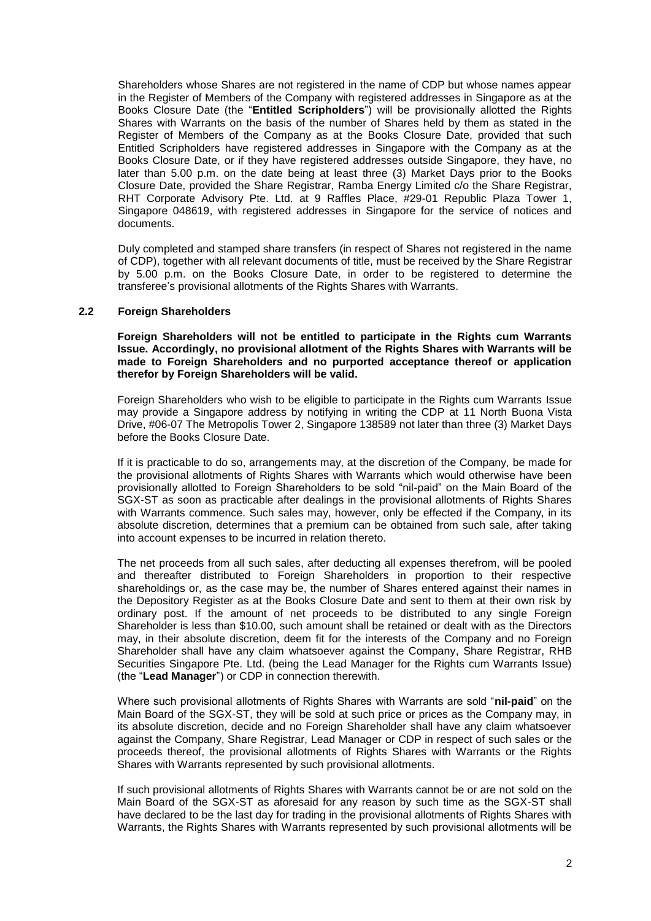Shareholders whose Shares are not registered in the name of CDP but whose names appear in the Register of Members of the Company with registered addresses in Singapore as at the Books Closure Date (the "**Entitled Scripholders**") will be provisionally allotted the Rights Shares with Warrants on the basis of the number of Shares held by them as stated in the Register of Members of the Company as at the Books Closure Date, provided that such Entitled Scripholders have registered addresses in Singapore with the Company as at the Books Closure Date, or if they have registered addresses outside Singapore, they have, no later than 5.00 p.m. on the date being at least three (3) Market Days prior to the Books Closure Date, provided the Share Registrar, Ramba Energy Limited c/o the Share Registrar, RHT Corporate Advisory Pte. Ltd. at 9 Raffles Place, #29-01 Republic Plaza Tower 1, Singapore 048619, with registered addresses in Singapore for the service of notices and documents.

Duly completed and stamped share transfers (in respect of Shares not registered in the name of CDP), together with all relevant documents of title, must be received by the Share Registrar by 5.00 p.m. on the Books Closure Date, in order to be registered to determine the transferee's provisional allotments of the Rights Shares with Warrants.

### 2.2 Foreign Shareholders

**Foreign Shareholders will not be entitled to participate in the Rights cum Warrants Issue. Accordingly, no provisional allotment of the Rights Shares with Warrants will be made to Foreign Shareholders and no purported acceptance thereof or application therefor by Foreign Shareholders will be valid.**

Foreign Shareholders who wish to be eligible to participate in the Rights cum Warrants Issue may provide a Singapore address by notifying in writing the CDP at 11 North Buona Vista Drive, #06-07 The Metropolis Tower 2, Singapore 138589 not later than three (3) Market Days before the Books Closure Date.

If it is practicable to do so, arrangements may, at the discretion of the Company, be made for the provisional allotments of Rights Shares with Warrants which would otherwise have been provisionally allotted to Foreign Shareholders to be sold "nil-paid" on the Main Board of the SGX-ST as soon as practicable after dealings in the provisional allotments of Rights Shares with Warrants commence. Such sales may, however, only be effected if the Company, in its absolute discretion, determines that a premium can be obtained from such sale, after taking into account expenses to be incurred in relation thereto.

The net proceeds from all such sales, after deducting all expenses therefrom, will be pooled and thereafter distributed to Foreign Shareholders in proportion to their respective shareholdings or, as the case may be, the number of Shares entered against their names in the Depository Register as at the Books Closure Date and sent to them at their own risk by ordinary post. If the amount of net proceeds to be distributed to any single Foreign Shareholder is less than $10.00, such amount shall be retained or dealt with as the Directors may, in their absolute discretion, deem fit for the interests of the Company and no Foreign Shareholder shall have any claim whatsoever against the Company, Share Registrar, RHB Securities Singapore Pte. Ltd. (being the Lead Manager for the Rights cum Warrants Issue) (the "**Lead Manager**") or CDP in connection therewith.

Where such provisional allotments of Rights Shares with Warrants are sold "**nil-paid**" on the Main Board of the SGX-ST, they will be sold at such price or prices as the Company may, in its absolute discretion, decide and no Foreign Shareholder shall have any claim whatsoever against the Company, Share Registrar, Lead Manager or CDP in respect of such sales or the proceeds thereof, the provisional allotments of Rights Shares with Warrants or the Rights Shares with Warrants represented by such provisional allotments.

If such provisional allotments of Rights Shares with Warrants cannot be or are not sold on the Main Board of the SGX-ST as aforesaid for any reason by such time as the SGX-ST shall have declared to be the last day for trading in the provisional allotments of Rights Shares with Warrants, the Rights Shares with Warrants represented by such provisional allotments will be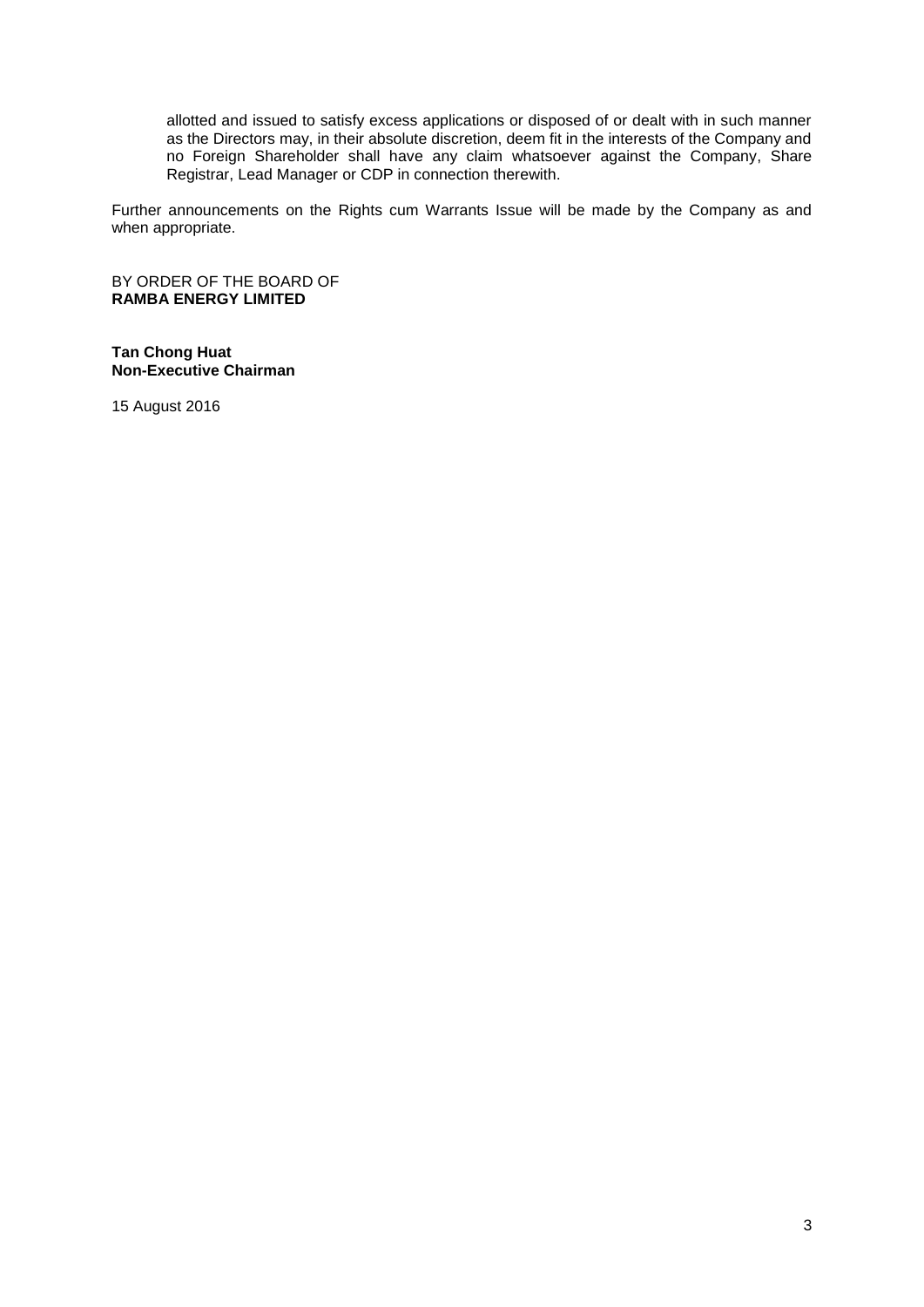allotted and issued to satisfy excess applications or disposed of or dealt with in such manner as the Directors may, in their absolute discretion, deem fit in the interests of the Company and no Foreign Shareholder shall have any claim whatsoever against the Company, Share Registrar, Lead Manager or CDP in connection therewith.

Further announcements on the Rights cum Warrants Issue will be made by the Company as and when appropriate.

BY ORDER OF THE BOARD OF
**RAMBA ENERGY LIMITED**

**Tan Chong Huat**
**Non-Executive Chairman**

15 August 2016